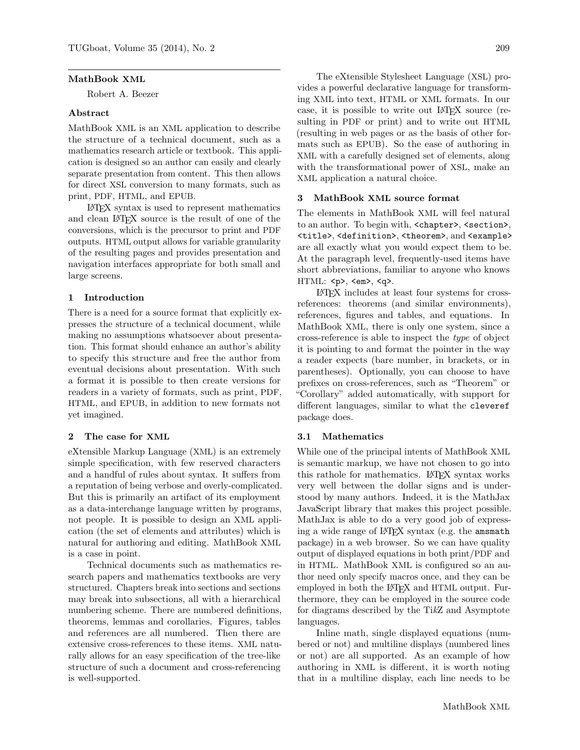# MathBook XML

Robert A. Beezer

## Abstract

MathBook XML is an XML application to describe the structure of a technical document, such as a mathematics research article or textbook. This application is designed so an author can easily and clearly separate presentation from content. This then allows for direct XSL conversion to many formats, such as print, PDF, HTML, and EPUB.

LaTeX syntax is used to represent mathematics and clean LaTeX source is the result of one of the conversions, which is the precursor to print and PDF outputs. HTML output allows for variable granularity of the resulting pages and provides presentation and navigation interfaces appropriate for both small and large screens.

## 1 Introduction

There is a need for a source format that explicitly expresses the structure of a technical document, while making no assumptions whatsoever about presentation. This format should enhance an author's ability to specify this structure and free the author from eventual decisions about presentation. With such a format it is possible to then create versions for readers in a variety of formats, such as print, PDF, HTML, and EPUB, in addition to new formats not yet imagined.

## 2 The case for XML

eXtensible Markup Language (XML) is an extremely simple specification, with few reserved characters and a handful of rules about syntax. It suffers from a reputation of being verbose and overly-complicated. But this is primarily an artifact of its employment as a data-interchange language written by programs, not people. It is possible to design an XML application (the set of elements and attributes) which is natural for authoring and editing. MathBook XML is a case in point.

Technical documents such as mathematics research papers and mathematics textbooks are very structured. Chapters break into sections and sections may break into subsections, all with a hierarchical numbering scheme. There are numbered definitions, theorems, lemmas and corollaries. Figures, tables and references are all numbered. Then there are extensive cross-references to these items. XML naturally allows for an easy specification of the tree-like structure of such a document and cross-referencing is well-supported.

The eXtensible Stylesheet Language (XSL) provides a powerful declarative language for transforming XML into text, HTML or XML formats. In our case, it is possible to write out LaTeX source (resulting in PDF or print) and to write out HTML (resulting in web pages or as the basis of other formats such as EPUB). So the ease of authoring in XML with a carefully designed set of elements, along with the transformational power of XSL, make an XML application a natural choice.

## 3 MathBook XML source format

The elements in MathBook XML will feel natural to an author. To begin with, `<chapter>`, `<section>`, `<title>`, `<definition>`, `<theorem>`, and `<example>` are all exactly what you would expect them to be. At the paragraph level, frequently-used items have short abbreviations, familiar to anyone who knows HTML: `<p>`, `<em>`, `<q>`.

LaTeX includes at least four systems for cross-references: theorems (and similar environments), references, figures and tables, and equations. In MathBook XML, there is only one system, since a cross-reference is able to inspect the *type* of object it is pointing to and format the pointer in the way a reader expects (bare number, in brackets, or in parentheses). Optionally, you can choose to have prefixes on cross-references, such as "Theorem" or "Corollary" added automatically, with support for different languages, similar to what the `cleveref` package does.

### 3.1 Mathematics

While one of the principal intents of MathBook XML is semantic markup, we have not chosen to go into this rathole for mathematics. LaTeX syntax works very well between the dollar signs and is understood by many authors. Indeed, it is the MathJax JavaScript library that makes this project possible. MathJax is able to do a very good job of expressing a wide range of LaTeX syntax (e.g. the `amsmath` package) in a web browser. So we can have quality output of displayed equations in both print/PDF and in HTML. MathBook XML is configured so an author need only specify macros once, and they can be employed in both the LaTeX and HTML output. Furthermore, they can be employed in the source code for diagrams described by the Ti*k*Z and Asymptote languages.

Inline math, single displayed equations (numbered or not) and multiline displays (numbered lines or not) are all supported. As an example of how authoring in XML is different, it is worth noting that in a multiline display, each line needs to be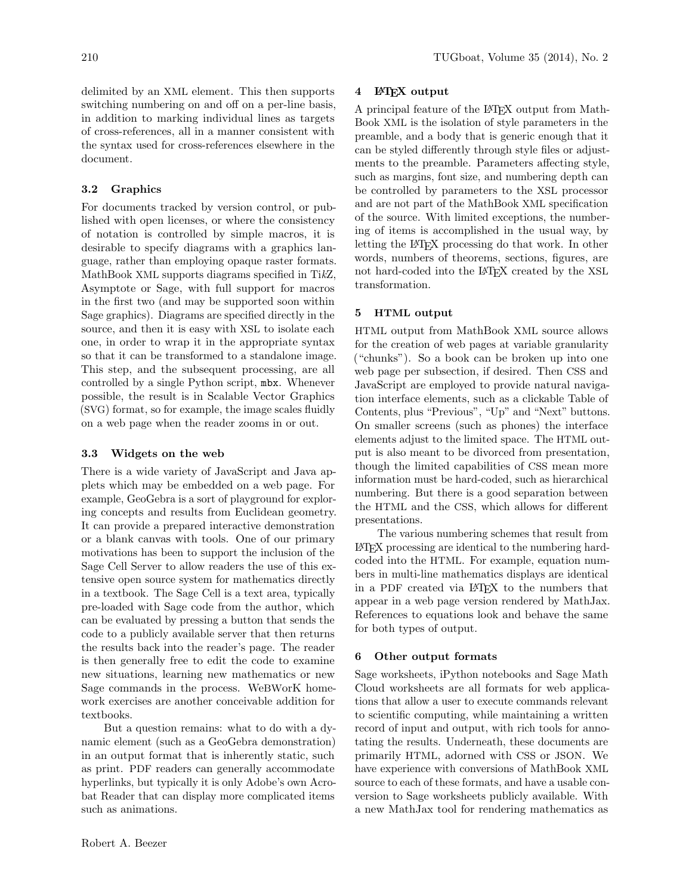delimited by an XML element. This then supports switching numbering on and off on a per-line basis, in addition to marking individual lines as targets of cross-references, all in a manner consistent with the syntax used for cross-references elsewhere in the document.

### 3.2 Graphics

For documents tracked by version control, or published with open licenses, or where the consistency of notation is controlled by simple macros, it is desirable to specify diagrams with a graphics language, rather than employing opaque raster formats. MathBook XML supports diagrams specified in Ti*k*Z, Asymptote or Sage, with full support for macros in the first two (and may be supported soon within Sage graphics). Diagrams are specified directly in the source, and then it is easy with XSL to isolate each one, in order to wrap it in the appropriate syntax so that it can be transformed to a standalone image. This step, and the subsequent processing, are all controlled by a single Python script, `mbx`. Whenever possible, the result is in Scalable Vector Graphics (SVG) format, so for example, the image scales fluidly on a web page when the reader zooms in or out.

### 3.3 Widgets on the web

There is a wide variety of JavaScript and Java applets which may be embedded on a web page. For example, GeoGebra is a sort of playground for exploring concepts and results from Euclidean geometry. It can provide a prepared interactive demonstration or a blank canvas with tools. One of our primary motivations has been to support the inclusion of the Sage Cell Server to allow readers the use of this extensive open source system for mathematics directly in a textbook. The Sage Cell is a text area, typically pre-loaded with Sage code from the author, which can be evaluated by pressing a button that sends the code to a publicly available server that then returns the results back into the reader's page. The reader is then generally free to edit the code to examine new situations, learning new mathematics or new Sage commands in the process. WeBWorK homework exercises are another conceivable addition for textbooks.

But a question remains: what to do with a dynamic element (such as a GeoGebra demonstration) in an output format that is inherently static, such as print. PDF readers can generally accommodate hyperlinks, but typically it is only Adobe's own Acrobat Reader that can display more complicated items such as animations.

## 4 LaTeX output

A principal feature of the LaTeX output from MathBook XML is the isolation of style parameters in the preamble, and a body that is generic enough that it can be styled differently through style files or adjustments to the preamble. Parameters affecting style, such as margins, font size, and numbering depth can be controlled by parameters to the XSL processor and are not part of the MathBook XML specification of the source. With limited exceptions, the numbering of items is accomplished in the usual way, by letting the LaTeX processing do that work. In other words, numbers of theorems, sections, figures, are not hard-coded into the LaTeX created by the XSL transformation.

## 5 HTML output

HTML output from MathBook XML source allows for the creation of web pages at variable granularity ("chunks"). So a book can be broken up into one web page per subsection, if desired. Then CSS and JavaScript are employed to provide natural navigation interface elements, such as a clickable Table of Contents, plus "Previous", "Up" and "Next" buttons. On smaller screens (such as phones) the interface elements adjust to the limited space. The HTML output is also meant to be divorced from presentation, though the limited capabilities of CSS mean more information must be hard-coded, such as hierarchical numbering. But there is a good separation between the HTML and the CSS, which allows for different presentations.

The various numbering schemes that result from LaTeX processing are identical to the numbering hard-coded into the HTML. For example, equation numbers in multi-line mathematics displays are identical in a PDF created via LaTeX to the numbers that appear in a web page version rendered by MathJax. References to equations look and behave the same for both types of output.

## 6 Other output formats

Sage worksheets, iPython notebooks and Sage Math Cloud worksheets are all formats for web applications that allow a user to execute commands relevant to scientific computing, while maintaining a written record of input and output, with rich tools for annotating the results. Underneath, these documents are primarily HTML, adorned with CSS or JSON. We have experience with conversions of MathBook XML source to each of these formats, and have a usable conversion to Sage worksheets publicly available. With a new MathJax tool for rendering mathematics as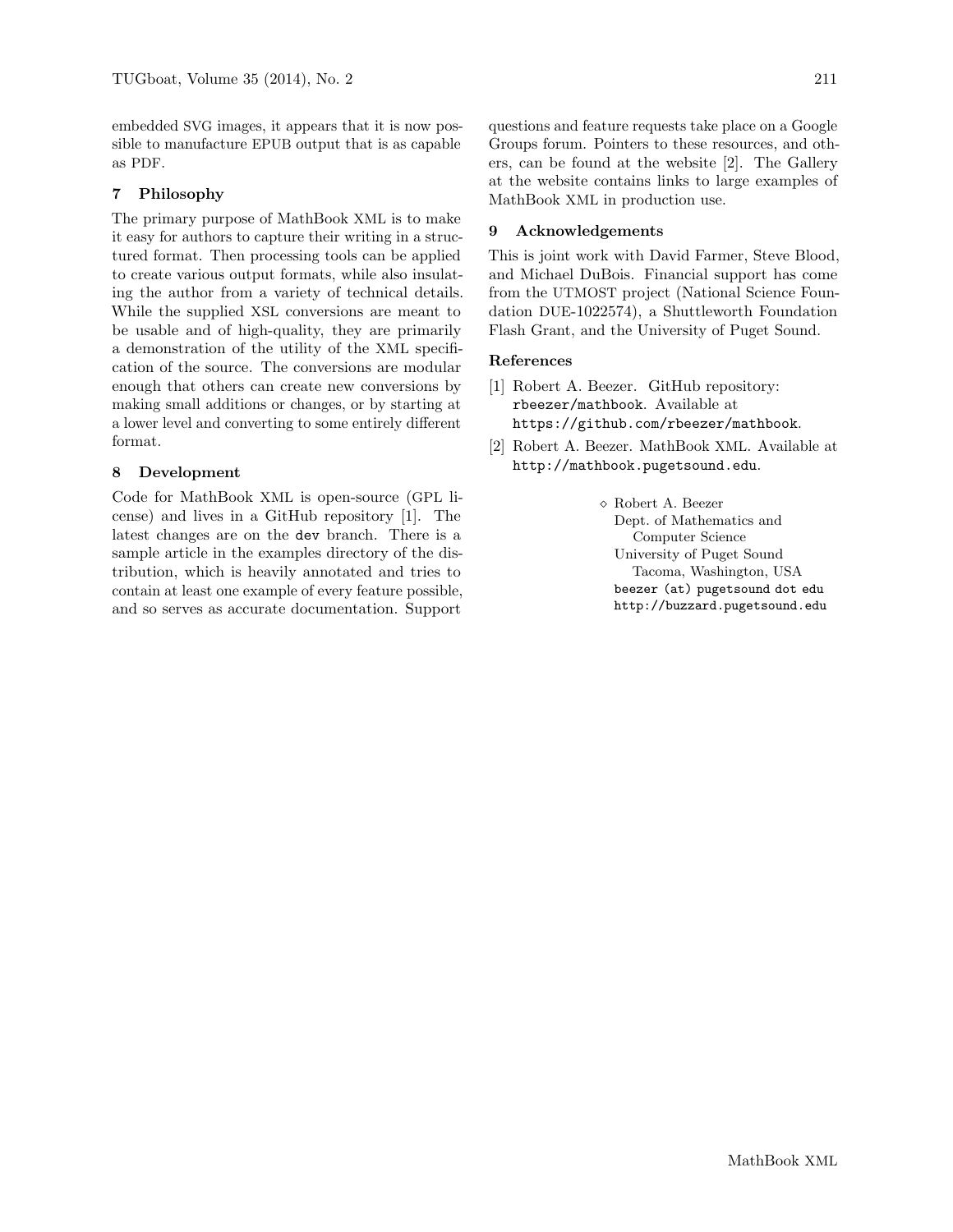embedded SVG images, it appears that it is now possible to manufacture EPUB output that is as capable as PDF.

## 7 Philosophy

The primary purpose of MathBook XML is to make it easy for authors to capture their writing in a structured format. Then processing tools can be applied to create various output formats, while also insulating the author from a variety of technical details. While the supplied XSL conversions are meant to be usable and of high-quality, they are primarily a demonstration of the utility of the XML specification of the source. The conversions are modular enough that others can create new conversions by making small additions or changes, or by starting at a lower level and converting to some entirely different format.

## 8 Development

Code for MathBook XML is open-source (GPL license) and lives in a GitHub repository [1]. The latest changes are on the `dev` branch. There is a sample article in the examples directory of the distribution, which is heavily annotated and tries to contain at least one example of every feature possible, and so serves as accurate documentation. Support questions and feature requests take place on a Google Groups forum. Pointers to these resources, and others, can be found at the website [2]. The Gallery at the website contains links to large examples of MathBook XML in production use.

## 9 Acknowledgements

This is joint work with David Farmer, Steve Blood, and Michael DuBois. Financial support has come from the UTMOST project (National Science Foundation DUE-1022574), a Shuttleworth Foundation Flash Grant, and the University of Puget Sound.

### References

[1] Robert A. Beezer. GitHub repository: `rbeezer/mathbook`. Available at `https://github.com/rbeezer/mathbook`.

[2] Robert A. Beezer. MathBook XML. Available at `http://mathbook.pugetsound.edu`.

◇ Robert A. Beezer
Dept. of Mathematics and Computer Science
University of Puget Sound
Tacoma, Washington, USA
`beezer (at) pugetsound dot edu`
`http://buzzard.pugetsound.edu`